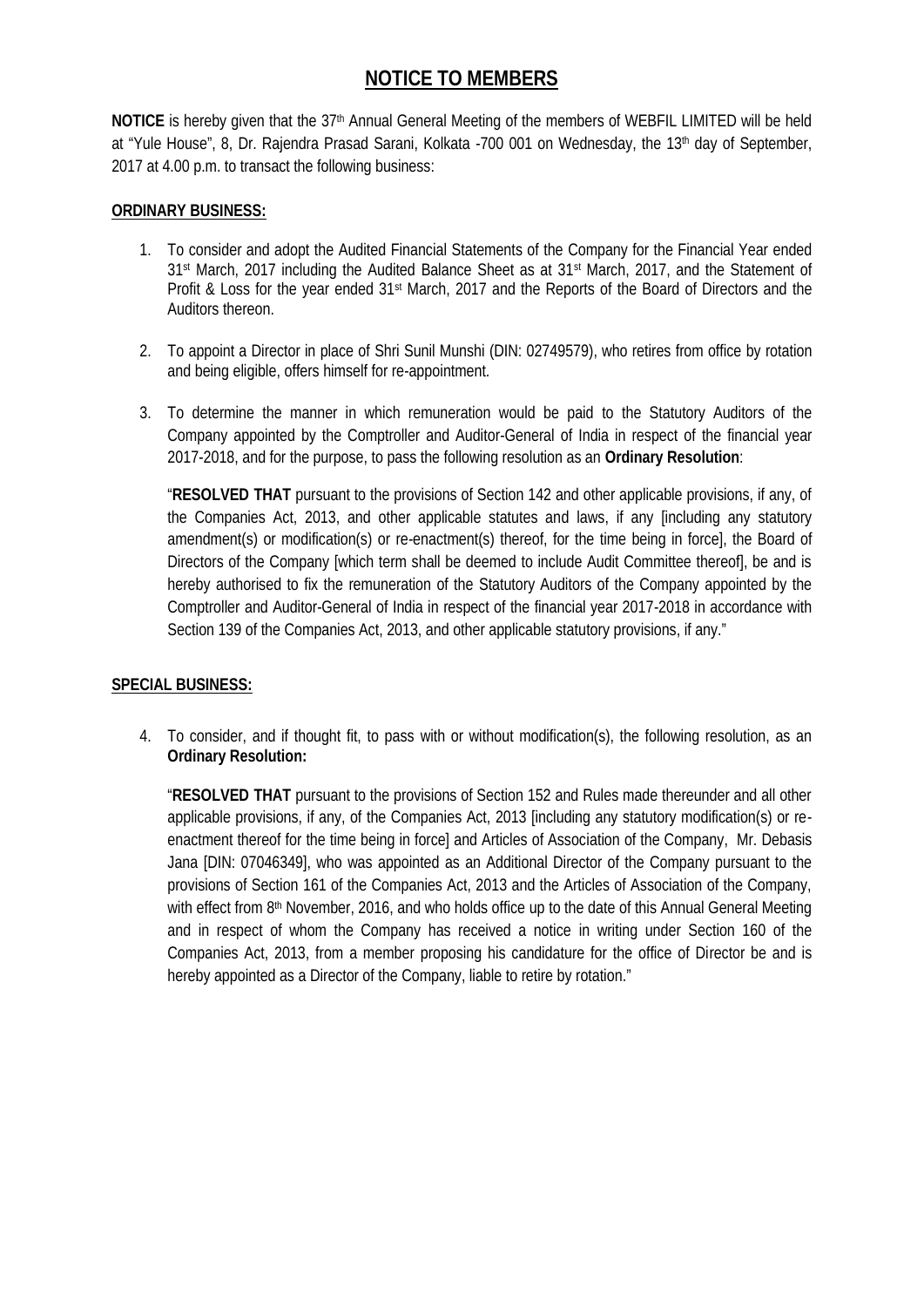# NOTICE TO MEMBERS

**NOTICE** is hereby given that the 37th Annual General Meeting of the members of WEBFIL LIMITED will be held at "Yule House", 8, Dr. Rajendra Prasad Sarani, Kolkata -700 001 on Wednesday, the 13th day of September, 2017 at 4.00 p.m. to transact the following business:

## ORDINARY BUSINESS:

1. To consider and adopt the Audited Financial Statements of the Company for the Financial Year ended 31st March, 2017 including the Audited Balance Sheet as at 31st March, 2017, and the Statement of Profit & Loss for the year ended 31st March, 2017 and the Reports of the Board of Directors and the Auditors thereon.

2. To appoint a Director in place of Shri Sunil Munshi (DIN: 02749579), who retires from office by rotation and being eligible, offers himself for re-appointment.

3. To determine the manner in which remuneration would be paid to the Statutory Auditors of the Company appointed by the Comptroller and Auditor-General of India in respect of the financial year 2017-2018, and for the purpose, to pass the following resolution as an **Ordinary Resolution**:

   "**RESOLVED THAT** pursuant to the provisions of Section 142 and other applicable provisions, if any, of the Companies Act, 2013, and other applicable statutes and laws, if any [including any statutory amendment(s) or modification(s) or re-enactment(s) thereof, for the time being in force], the Board of Directors of the Company [which term shall be deemed to include Audit Committee thereof], be and is hereby authorised to fix the remuneration of the Statutory Auditors of the Company appointed by the Comptroller and Auditor-General of India in respect of the financial year 2017-2018 in accordance with Section 139 of the Companies Act, 2013, and other applicable statutory provisions, if any."

## SPECIAL BUSINESS:

4. To consider, and if thought fit, to pass with or without modification(s), the following resolution, as an **Ordinary Resolution:**

   "**RESOLVED THAT** pursuant to the provisions of Section 152 and Rules made thereunder and all other applicable provisions, if any, of the Companies Act, 2013 [including any statutory modification(s) or re-enactment thereof for the time being in force] and Articles of Association of the Company, Mr. Debasis Jana [DIN: 07046349], who was appointed as an Additional Director of the Company pursuant to the provisions of Section 161 of the Companies Act, 2013 and the Articles of Association of the Company, with effect from 8th November, 2016, and who holds office up to the date of this Annual General Meeting and in respect of whom the Company has received a notice in writing under Section 160 of the Companies Act, 2013, from a member proposing his candidature for the office of Director be and is hereby appointed as a Director of the Company, liable to retire by rotation."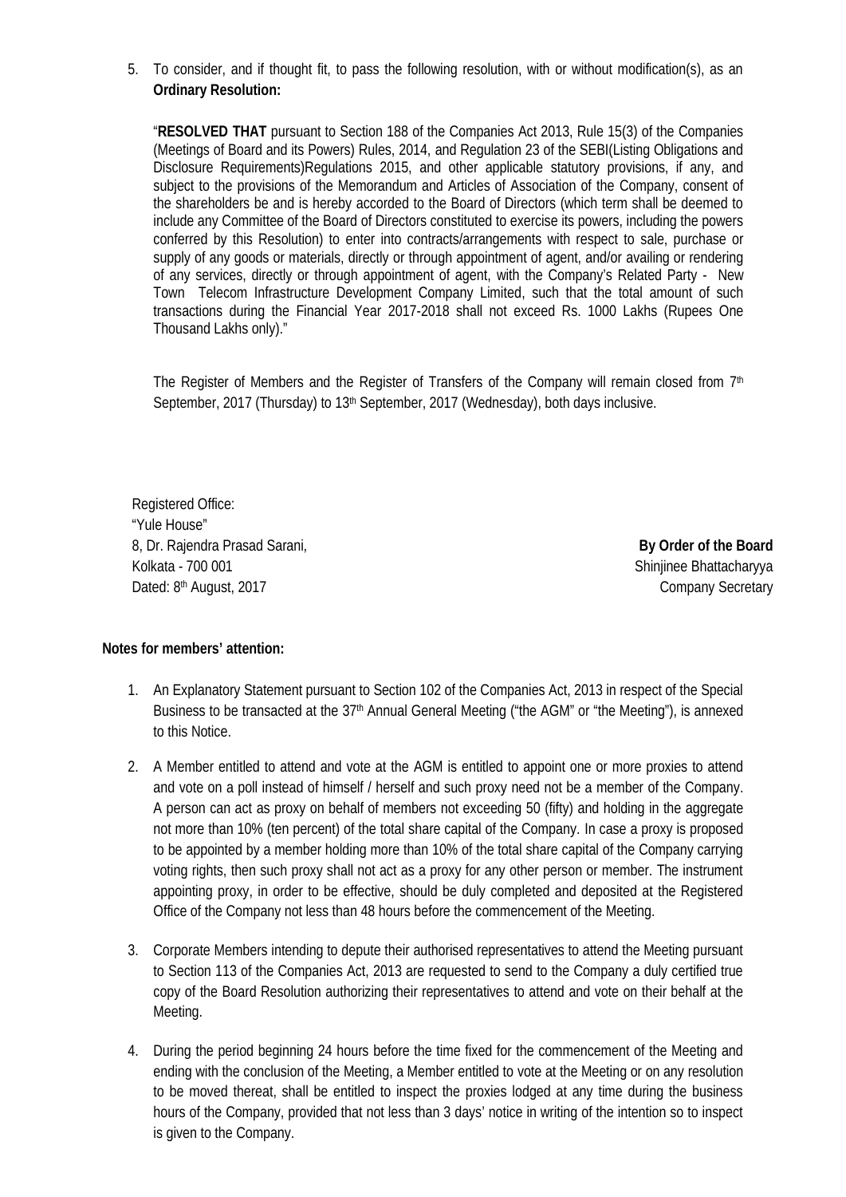5. To consider, and if thought fit, to pass the following resolution, with or without modification(s), as an **Ordinary Resolution:**

"**RESOLVED THAT** pursuant to Section 188 of the Companies Act 2013, Rule 15(3) of the Companies (Meetings of Board and its Powers) Rules, 2014, and Regulation 23 of the SEBI(Listing Obligations and Disclosure Requirements)Regulations 2015, and other applicable statutory provisions, if any, and subject to the provisions of the Memorandum and Articles of Association of the Company, consent of the shareholders be and is hereby accorded to the Board of Directors (which term shall be deemed to include any Committee of the Board of Directors constituted to exercise its powers, including the powers conferred by this Resolution) to enter into contracts/arrangements with respect to sale, purchase or supply of any goods or materials, directly or through appointment of agent, and/or availing or rendering of any services, directly or through appointment of agent, with the Company's Related Party - New Town Telecom Infrastructure Development Company Limited, such that the total amount of such transactions during the Financial Year 2017-2018 shall not exceed Rs. 1000 Lakhs (Rupees One Thousand Lakhs only)."

The Register of Members and the Register of Transfers of the Company will remain closed from 7th September, 2017 (Thursday) to 13th September, 2017 (Wednesday), both days inclusive.

Registered Office:
"Yule House"
8, Dr. Rajendra Prasad Sarani,
Kolkata - 700 001
Dated: 8th August, 2017

**By Order of the Board**
Shinjinee Bhattacharyya
Company Secretary

**Notes for members' attention:**

1. An Explanatory Statement pursuant to Section 102 of the Companies Act, 2013 in respect of the Special Business to be transacted at the 37th Annual General Meeting ("the AGM" or "the Meeting"), is annexed to this Notice.

2. A Member entitled to attend and vote at the AGM is entitled to appoint one or more proxies to attend and vote on a poll instead of himself / herself and such proxy need not be a member of the Company. A person can act as proxy on behalf of members not exceeding 50 (fifty) and holding in the aggregate not more than 10% (ten percent) of the total share capital of the Company. In case a proxy is proposed to be appointed by a member holding more than 10% of the total share capital of the Company carrying voting rights, then such proxy shall not act as a proxy for any other person or member. The instrument appointing proxy, in order to be effective, should be duly completed and deposited at the Registered Office of the Company not less than 48 hours before the commencement of the Meeting.

3. Corporate Members intending to depute their authorised representatives to attend the Meeting pursuant to Section 113 of the Companies Act, 2013 are requested to send to the Company a duly certified true copy of the Board Resolution authorizing their representatives to attend and vote on their behalf at the Meeting.

4. During the period beginning 24 hours before the time fixed for the commencement of the Meeting and ending with the conclusion of the Meeting, a Member entitled to vote at the Meeting or on any resolution to be moved thereat, shall be entitled to inspect the proxies lodged at any time during the business hours of the Company, provided that not less than 3 days' notice in writing of the intention so to inspect is given to the Company.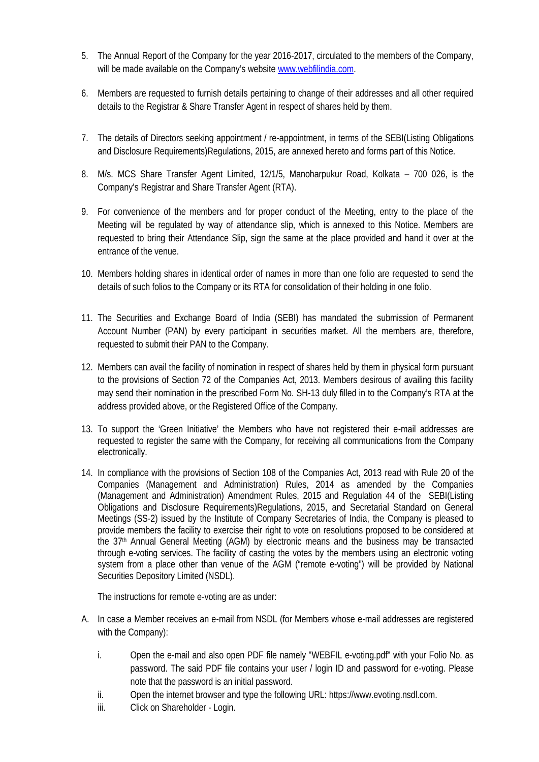5. The Annual Report of the Company for the year 2016-2017, circulated to the members of the Company, will be made available on the Company's website www.webfilindia.com.

6. Members are requested to furnish details pertaining to change of their addresses and all other required details to the Registrar & Share Transfer Agent in respect of shares held by them.

7. The details of Directors seeking appointment / re-appointment, in terms of the SEBI(Listing Obligations and Disclosure Requirements)Regulations, 2015, are annexed hereto and forms part of this Notice.

8. M/s. MCS Share Transfer Agent Limited, 12/1/5, Manoharpukur Road, Kolkata – 700 026, is the Company's Registrar and Share Transfer Agent (RTA).

9. For convenience of the members and for proper conduct of the Meeting, entry to the place of the Meeting will be regulated by way of attendance slip, which is annexed to this Notice. Members are requested to bring their Attendance Slip, sign the same at the place provided and hand it over at the entrance of the venue.

10. Members holding shares in identical order of names in more than one folio are requested to send the details of such folios to the Company or its RTA for consolidation of their holding in one folio.

11. The Securities and Exchange Board of India (SEBI) has mandated the submission of Permanent Account Number (PAN) by every participant in securities market. All the members are, therefore, requested to submit their PAN to the Company.

12. Members can avail the facility of nomination in respect of shares held by them in physical form pursuant to the provisions of Section 72 of the Companies Act, 2013. Members desirous of availing this facility may send their nomination in the prescribed Form No. SH-13 duly filled in to the Company's RTA at the address provided above, or the Registered Office of the Company.

13. To support the 'Green Initiative' the Members who have not registered their e-mail addresses are requested to register the same with the Company, for receiving all communications from the Company electronically.

14. In compliance with the provisions of Section 108 of the Companies Act, 2013 read with Rule 20 of the Companies (Management and Administration) Rules, 2014 as amended by the Companies (Management and Administration) Amendment Rules, 2015 and Regulation 44 of the SEBI(Listing Obligations and Disclosure Requirements)Regulations, 2015, and Secretarial Standard on General Meetings (SS-2) issued by the Institute of Company Secretaries of India, the Company is pleased to provide members the facility to exercise their right to vote on resolutions proposed to be considered at the 37th Annual General Meeting (AGM) by electronic means and the business may be transacted through e-voting services. The facility of casting the votes by the members using an electronic voting system from a place other than venue of the AGM ("remote e-voting") will be provided by National Securities Depository Limited (NSDL).

    The instructions for remote e-voting are as under:

A. In case a Member receives an e-mail from NSDL (for Members whose e-mail addresses are registered with the Company):

    i. Open the e-mail and also open PDF file namely "WEBFIL e-voting.pdf" with your Folio No. as password. The said PDF file contains your user / login ID and password for e-voting. Please note that the password is an initial password.

    ii. Open the internet browser and type the following URL: https://www.evoting.nsdl.com.

    iii. Click on Shareholder - Login.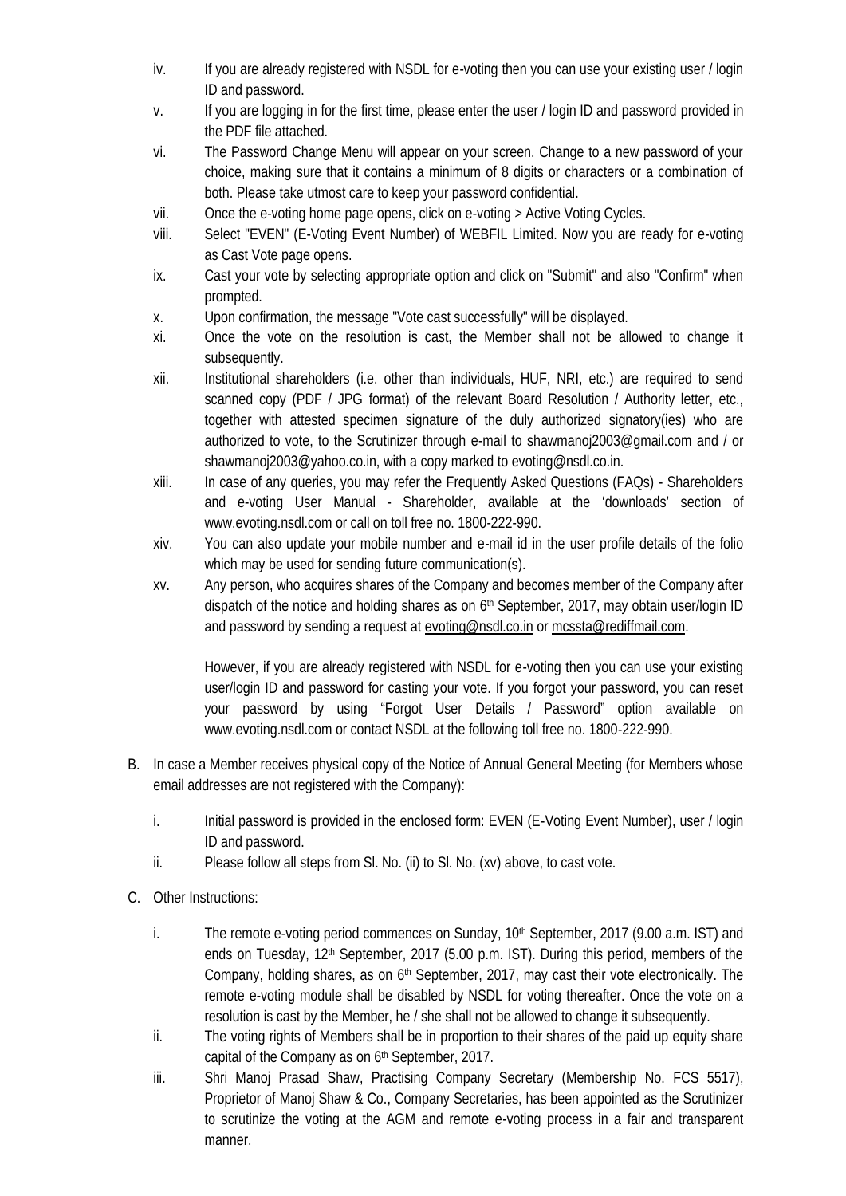iv. If you are already registered with NSDL for e-voting then you can use your existing user / login ID and password.

v. If you are logging in for the first time, please enter the user / login ID and password provided in the PDF file attached.

vi. The Password Change Menu will appear on your screen. Change to a new password of your choice, making sure that it contains a minimum of 8 digits or characters or a combination of both. Please take utmost care to keep your password confidential.

vii. Once the e-voting home page opens, click on e-voting > Active Voting Cycles.

viii. Select "EVEN" (E-Voting Event Number) of WEBFIL Limited. Now you are ready for e-voting as Cast Vote page opens.

ix. Cast your vote by selecting appropriate option and click on "Submit" and also "Confirm" when prompted.

x. Upon confirmation, the message "Vote cast successfully" will be displayed.

xi. Once the vote on the resolution is cast, the Member shall not be allowed to change it subsequently.

xii. Institutional shareholders (i.e. other than individuals, HUF, NRI, etc.) are required to send scanned copy (PDF / JPG format) of the relevant Board Resolution / Authority letter, etc., together with attested specimen signature of the duly authorized signatory(ies) who are authorized to vote, to the Scrutinizer through e-mail to shawmanoj2003@gmail.com and / or shawmanoj2003@yahoo.co.in, with a copy marked to evoting@nsdl.co.in.

xiii. In case of any queries, you may refer the Frequently Asked Questions (FAQs) - Shareholders and e-voting User Manual - Shareholder, available at the 'downloads' section of www.evoting.nsdl.com or call on toll free no. 1800-222-990.

xiv. You can also update your mobile number and e-mail id in the user profile details of the folio which may be used for sending future communication(s).

xv. Any person, who acquires shares of the Company and becomes member of the Company after dispatch of the notice and holding shares as on 6th September, 2017, may obtain user/login ID and password by sending a request at evoting@nsdl.co.in or mcssta@rediffmail.com.

However, if you are already registered with NSDL for e-voting then you can use your existing user/login ID and password for casting your vote. If you forgot your password, you can reset your password by using "Forgot User Details / Password" option available on www.evoting.nsdl.com or contact NSDL at the following toll free no. 1800-222-990.

B. In case a Member receives physical copy of the Notice of Annual General Meeting (for Members whose email addresses are not registered with the Company):

i. Initial password is provided in the enclosed form: EVEN (E-Voting Event Number), user / login ID and password.

ii. Please follow all steps from Sl. No. (ii) to Sl. No. (xv) above, to cast vote.

C. Other Instructions:

i. The remote e-voting period commences on Sunday, 10th September, 2017 (9.00 a.m. IST) and ends on Tuesday, 12th September, 2017 (5.00 p.m. IST). During this period, members of the Company, holding shares, as on 6th September, 2017, may cast their vote electronically. The remote e-voting module shall be disabled by NSDL for voting thereafter. Once the vote on a resolution is cast by the Member, he / she shall not be allowed to change it subsequently.

ii. The voting rights of Members shall be in proportion to their shares of the paid up equity share capital of the Company as on 6th September, 2017.

iii. Shri Manoj Prasad Shaw, Practising Company Secretary (Membership No. FCS 5517), Proprietor of Manoj Shaw & Co., Company Secretaries, has been appointed as the Scrutinizer to scrutinize the voting at the AGM and remote e-voting process in a fair and transparent manner.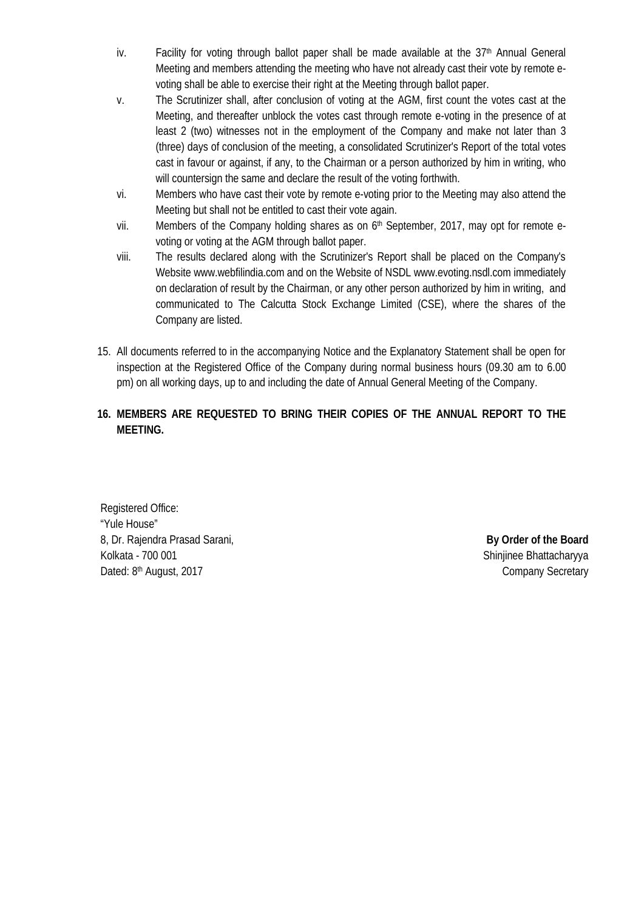iv. Facility for voting through ballot paper shall be made available at the 37th Annual General Meeting and members attending the meeting who have not already cast their vote by remote e-voting shall be able to exercise their right at the Meeting through ballot paper.

v. The Scrutinizer shall, after conclusion of voting at the AGM, first count the votes cast at the Meeting, and thereafter unblock the votes cast through remote e-voting in the presence of at least 2 (two) witnesses not in the employment of the Company and make not later than 3 (three) days of conclusion of the meeting, a consolidated Scrutinizer's Report of the total votes cast in favour or against, if any, to the Chairman or a person authorized by him in writing, who will countersign the same and declare the result of the voting forthwith.

vi. Members who have cast their vote by remote e-voting prior to the Meeting may also attend the Meeting but shall not be entitled to cast their vote again.

vii. Members of the Company holding shares as on 6th September, 2017, may opt for remote e-voting or voting at the AGM through ballot paper.

viii. The results declared along with the Scrutinizer's Report shall be placed on the Company's Website www.webfilindia.com and on the Website of NSDL www.evoting.nsdl.com immediately on declaration of result by the Chairman, or any other person authorized by him in writing, and communicated to The Calcutta Stock Exchange Limited (CSE), where the shares of the Company are listed.

15. All documents referred to in the accompanying Notice and the Explanatory Statement shall be open for inspection at the Registered Office of the Company during normal business hours (09.30 am to 6.00 pm) on all working days, up to and including the date of Annual General Meeting of the Company.

16. **MEMBERS ARE REQUESTED TO BRING THEIR COPIES OF THE ANNUAL REPORT TO THE MEETING.**

Registered Office:
"Yule House"
8, Dr. Rajendra Prasad Sarani,
Kolkata - 700 001
Dated: 8th August, 2017

**By Order of the Board**
Shinjinee Bhattacharyya
Company Secretary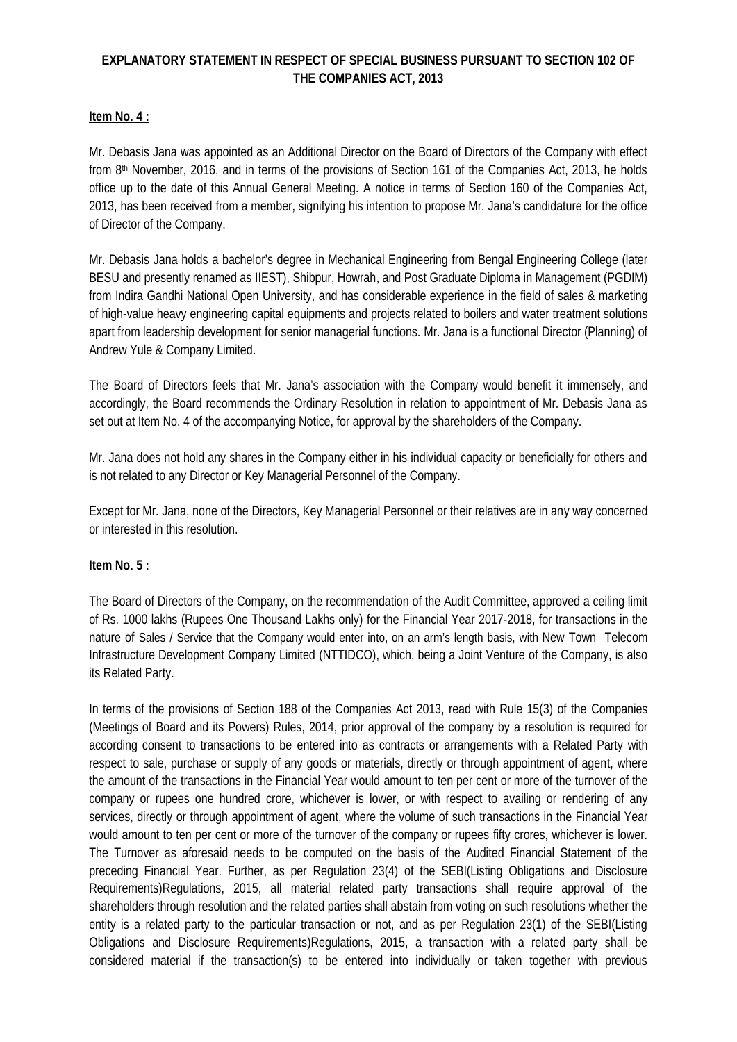## EXPLANATORY STATEMENT IN RESPECT OF SPECIAL BUSINESS PURSUANT TO SECTION 102 OF THE COMPANIES ACT, 2013

**Item No. 4 :**

Mr. Debasis Jana was appointed as an Additional Director on the Board of Directors of the Company with effect from 8th November, 2016, and in terms of the provisions of Section 161 of the Companies Act, 2013, he holds office up to the date of this Annual General Meeting. A notice in terms of Section 160 of the Companies Act, 2013, has been received from a member, signifying his intention to propose Mr. Jana's candidature for the office of Director of the Company.

Mr. Debasis Jana holds a bachelor's degree in Mechanical Engineering from Bengal Engineering College (later BESU and presently renamed as IIEST), Shibpur, Howrah, and Post Graduate Diploma in Management (PGDIM) from Indira Gandhi National Open University, and has considerable experience in the field of sales & marketing of high-value heavy engineering capital equipments and projects related to boilers and water treatment solutions apart from leadership development for senior managerial functions. Mr. Jana is a functional Director (Planning) of Andrew Yule & Company Limited.

The Board of Directors feels that Mr. Jana's association with the Company would benefit it immensely, and accordingly, the Board recommends the Ordinary Resolution in relation to appointment of Mr. Debasis Jana as set out at Item No. 4 of the accompanying Notice, for approval by the shareholders of the Company.

Mr. Jana does not hold any shares in the Company either in his individual capacity or beneficially for others and is not related to any Director or Key Managerial Personnel of the Company.

Except for Mr. Jana, none of the Directors, Key Managerial Personnel or their relatives are in any way concerned or interested in this resolution.

**Item No. 5 :**

The Board of Directors of the Company, on the recommendation of the Audit Committee, approved a ceiling limit of Rs. 1000 lakhs (Rupees One Thousand Lakhs only) for the Financial Year 2017-2018, for transactions in the nature of Sales / Service that the Company would enter into, on an arm's length basis, with New Town Telecom Infrastructure Development Company Limited (NTTIDCO), which, being a Joint Venture of the Company, is also its Related Party.

In terms of the provisions of Section 188 of the Companies Act 2013, read with Rule 15(3) of the Companies (Meetings of Board and its Powers) Rules, 2014, prior approval of the company by a resolution is required for according consent to transactions to be entered into as contracts or arrangements with a Related Party with respect to sale, purchase or supply of any goods or materials, directly or through appointment of agent, where the amount of the transactions in the Financial Year would amount to ten per cent or more of the turnover of the company or rupees one hundred crore, whichever is lower, or with respect to availing or rendering of any services, directly or through appointment of agent, where the volume of such transactions in the Financial Year would amount to ten per cent or more of the turnover of the company or rupees fifty crores, whichever is lower. The Turnover as aforesaid needs to be computed on the basis of the Audited Financial Statement of the preceding Financial Year. Further, as per Regulation 23(4) of the SEBI(Listing Obligations and Disclosure Requirements)Regulations, 2015, all material related party transactions shall require approval of the shareholders through resolution and the related parties shall abstain from voting on such resolutions whether the entity is a related party to the particular transaction or not, and as per Regulation 23(1) of the SEBI(Listing Obligations and Disclosure Requirements)Regulations, 2015, a transaction with a related party shall be considered material if the transaction(s) to be entered into individually or taken together with previous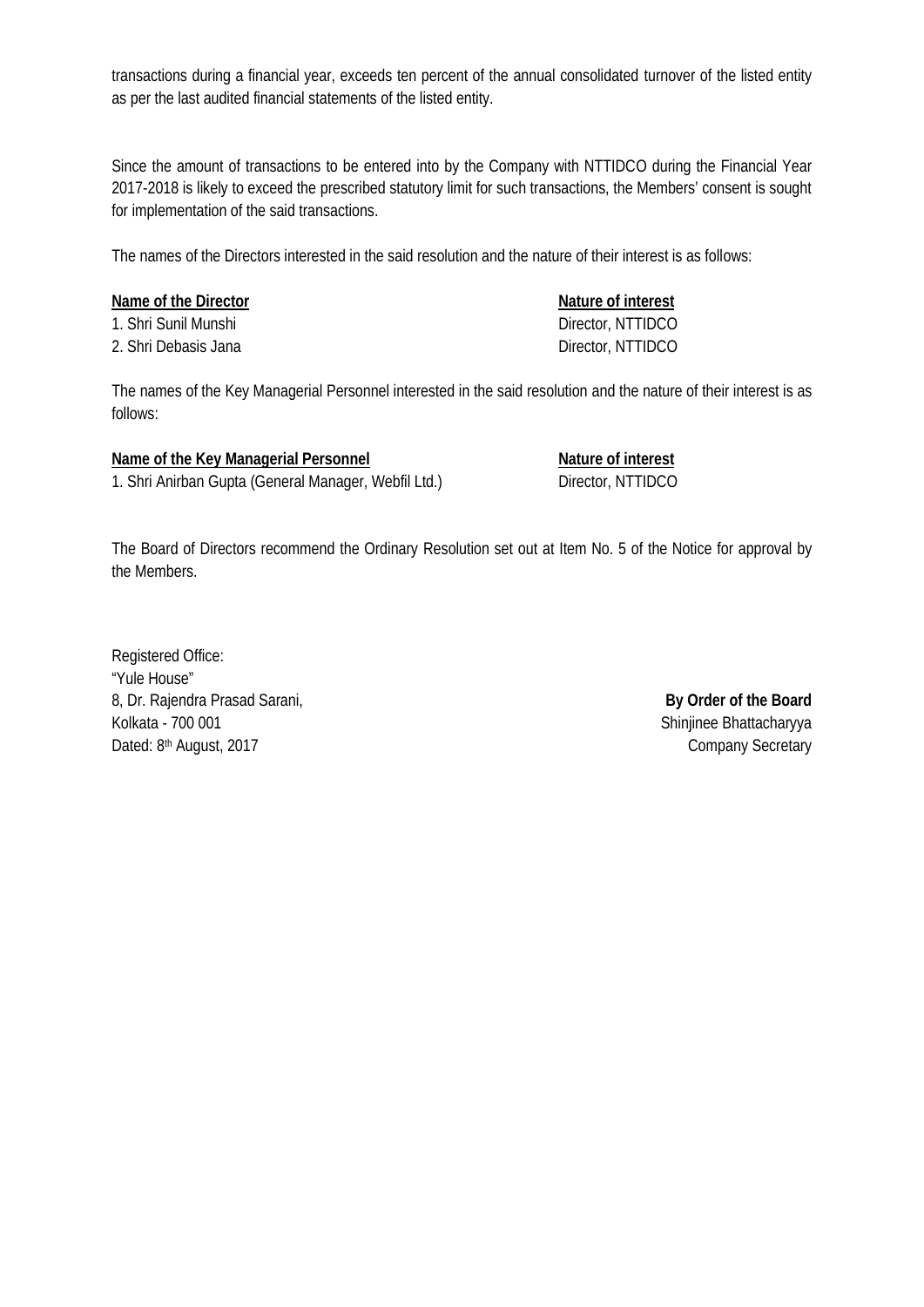transactions during a financial year, exceeds ten percent of the annual consolidated turnover of the listed entity as per the last audited financial statements of the listed entity.

Since the amount of transactions to be entered into by the Company with NTTIDCO during the Financial Year 2017-2018 is likely to exceed the prescribed statutory limit for such transactions, the Members' consent is sought for implementation of the said transactions.

The names of the Directors interested in the said resolution and the nature of their interest is as follows:

| Name of the Director | Nature of interest |
|---|---|
| 1. Shri Sunil Munshi | Director, NTTIDCO |
| 2. Shri Debasis Jana | Director, NTTIDCO |

The names of the Key Managerial Personnel interested in the said resolution and the nature of their interest is as follows:

| Name of the Key Managerial Personnel | Nature of interest |
|---|---|
| 1. Shri Anirban Gupta (General Manager, Webfil Ltd.) | Director, NTTIDCO |

The Board of Directors recommend the Ordinary Resolution set out at Item No. 5 of the Notice for approval by the Members.

Registered Office:
"Yule House"
8, Dr. Rajendra Prasad Sarani,
Kolkata - 700 001
Dated: 8th August, 2017

**By Order of the Board**
Shinjinee Bhattacharyya
Company Secretary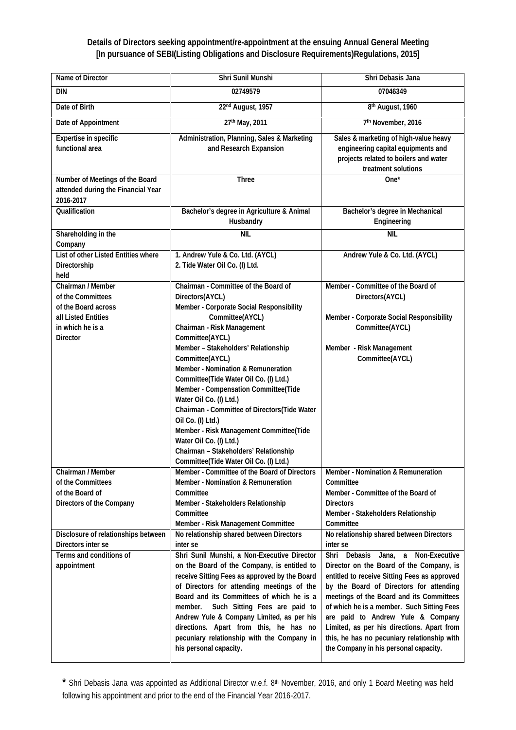**Details of Directors seeking appointment/re-appointment at the ensuing Annual General Meeting [In pursuance of SEBI(Listing Obligations and Disclosure Requirements)Regulations, 2015]**

| Name of Director | Shri Sunil Munshi | Shri Debasis Jana |
|---|---|---|
| DIN | 02749579 | 07046349 |
| Date of Birth | 22nd August, 1957 | 8th August, 1960 |
| Date of Appointment | 27th May, 2011 | 7th November, 2016 |
| Expertise in specific functional area | Administration, Planning, Sales & Marketing and Research Expansion | Sales & marketing of high-value heavy engineering capital equipments and projects related to boilers and water treatment solutions |
| Number of Meetings of the Board attended during the Financial Year 2016-2017 | Three | One* |
| Qualification | Bachelor's degree in Agriculture & Animal Husbandry | Bachelor's degree in Mechanical Engineering |
| Shareholding in the Company | NIL | NIL |
| List of other Listed Entities where Directorship held | 1. Andrew Yule & Co. Ltd. (AYCL)<br>2. Tide Water Oil Co. (I) Ltd. | Andrew Yule & Co. Ltd. (AYCL) |
| Chairman / Member of the Committees of the Board across all Listed Entities in which he is a Director | Chairman - Committee of the Board of Directors(AYCL)<br>Member - Corporate Social Responsibility Committee(AYCL)<br>Chairman - Risk Management Committee(AYCL)<br>Member – Stakeholders' Relationship Committee(AYCL)<br>Member - Nomination & Remuneration Committee(Tide Water Oil Co. (I) Ltd.)<br>Member - Compensation Committee(Tide Water Oil Co. (I) Ltd.)<br>Chairman - Committee of Directors(Tide Water Oil Co. (I) Ltd.)<br>Member - Risk Management Committee(Tide Water Oil Co. (I) Ltd.)<br>Chairman – Stakeholders' Relationship Committee(Tide Water Oil Co. (I) Ltd.) | Member - Committee of the Board of Directors(AYCL)<br>Member - Corporate Social Responsibility Committee(AYCL)<br>Member - Risk Management Committee(AYCL) |
| Chairman / Member of the Committees of the Board of Directors of the Company | Member - Committee of the Board of Directors<br>Member - Nomination & Remuneration Committee<br>Member - Stakeholders Relationship Committee<br>Member - Risk Management Committee | Member - Nomination & Remuneration Committee<br>Member - Committee of the Board of Directors<br>Member - Stakeholders Relationship Committee |
| Disclosure of relationships between Directors inter se | No relationship shared between Directors inter se | No relationship shared between Directors inter se |
| Terms and conditions of appointment | Shri Sunil Munshi, a Non-Executive Director on the Board of the Company, is entitled to receive Sitting Fees as approved by the Board of Directors for attending meetings of the Board and its Committees of which he is a member. Such Sitting Fees are paid to Andrew Yule & Company Limited, as per his directions. Apart from this, he has no pecuniary relationship with the Company in his personal capacity. | Shri Debasis Jana, a Non-Executive Director on the Board of the Company, is entitled to receive Sitting Fees as approved by the Board of Directors for attending meetings of the Board and its Committees of which he is a member. Such Sitting Fees are paid to Andrew Yule & Company Limited, as per his directions. Apart from this, he has no pecuniary relationship with the Company in his personal capacity. |

**\*** Shri Debasis Jana was appointed as Additional Director w.e.f. 8th November, 2016, and only 1 Board Meeting was held following his appointment and prior to the end of the Financial Year 2016-2017.